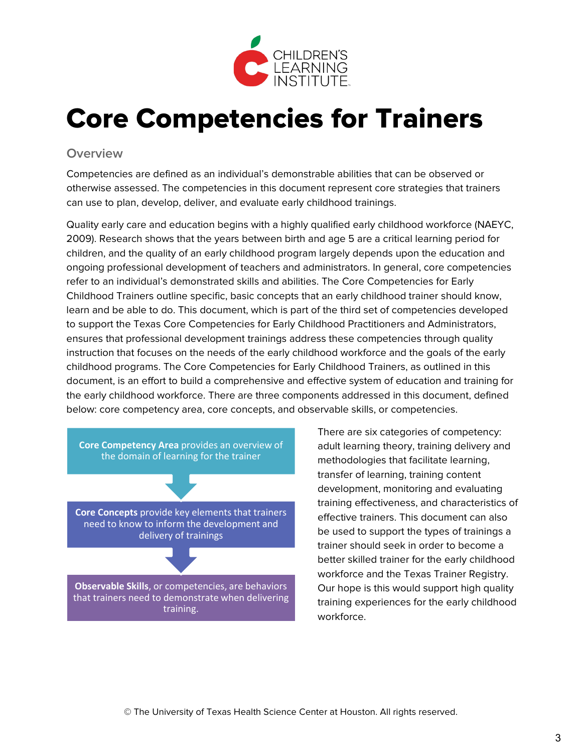# Core Competencies for Trainers

## Overview

Competencies are defined as an individual's demonstrable abilities that can be observed or otherwise assessed. The competencies in this document represent core strategies that trainers can use to plan, develop, deliver, and evaluate early childhood trainings.

Quality early care and education begins with a highly qualified early childhood workforce (NAEYC, 2009). Research shows that the years between birth and age 5 are a critical learning period for children, and the quality of an early childhood program largely depends upon the education and ongoing professional development of teachers and administrators. In general, core competencies refer to an individual's demonstrated skills and abilities. The Core Competencies for Early Childhood Trainers outline specific, basic concepts that an early childhood trainer should know, learn and be able to do. This document, which is part of the third set of competencies developed to support the Texas Core Competencies for Early Childhood Practitioners and Administrators, ensures that professional development trainings address these competencies through quality instruction that focuses on the needs of the early childhood workforce and the goals of the early childhood programs. The Core Competencies for Early Childhood Trainers, as outlined in this document, is an effort to build a comprehensive and effective system of education and training for the early childhood workforce. There are three components addressed in this document, defined below: core competency area, core concepts, and observable skills, or competencies.

**Core Competency Area** provides an overview of the domain of learning for the trainer

↓

**Core Concepts** provide key elements that trainers need to know to inform the development and delivery of trainings

↓

**Observable Skills**, or competencies, are behaviors that trainers need to demonstrate when delivering training.

There are six categories of competency: adult learning theory, training delivery and methodologies that facilitate learning, transfer of learning, training content development, monitoring and evaluating training effectiveness, and characteristics of effective trainers. This document can also be used to support the types of trainings a trainer should seek in order to become a better skilled trainer for the early childhood workforce and the Texas Trainer Registry. Our hope is this would support high quality training experiences for the early childhood workforce.

© The University of Texas Health Science Center at Houston. All rights reserved.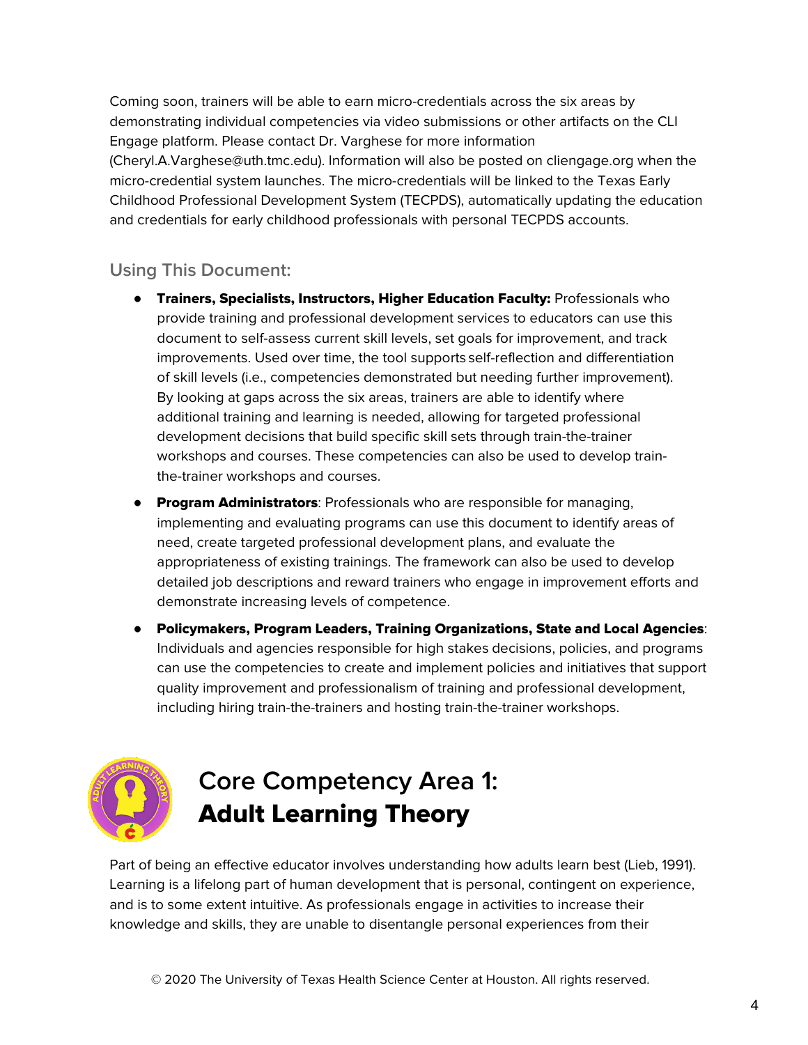Coming soon, trainers will be able to earn micro-credentials across the six areas by demonstrating individual competencies via video submissions or other artifacts on the CLI Engage platform. Please contact Dr. Varghese for more information (Cheryl.A.Varghese@uth.tmc.edu). Information will also be posted on cliengage.org when the micro-credential system launches. The micro-credentials will be linked to the Texas Early Childhood Professional Development System (TECPDS), automatically updating the education and credentials for early childhood professionals with personal TECPDS accounts.

## Using This Document:

- **Trainers, Specialists, Instructors, Higher Education Faculty:** Professionals who provide training and professional development services to educators can use this document to self-assess current skill levels, set goals for improvement, and track improvements. Used over time, the tool supports self-reflection and differentiation of skill levels (i.e., competencies demonstrated but needing further improvement). By looking at gaps across the six areas, trainers are able to identify where additional training and learning is needed, allowing for targeted professional development decisions that build specific skill sets through train-the-trainer workshops and courses. These competencies can also be used to develop train-the-trainer workshops and courses.
- **Program Administrators**: Professionals who are responsible for managing, implementing and evaluating programs can use this document to identify areas of need, create targeted professional development plans, and evaluate the appropriateness of existing trainings. The framework can also be used to develop detailed job descriptions and reward trainers who engage in improvement efforts and demonstrate increasing levels of competence.
- **Policymakers, Program Leaders, Training Organizations, State and Local Agencies**: Individuals and agencies responsible for high stakes decisions, policies, and programs can use the competencies to create and implement policies and initiatives that support quality improvement and professionalism of training and professional development, including hiring train-the-trainers and hosting train-the-trainer workshops.

# Core Competency Area 1: **Adult Learning Theory**

Part of being an effective educator involves understanding how adults learn best (Lieb, 1991). Learning is a lifelong part of human development that is personal, contingent on experience, and is to some extent intuitive. As professionals engage in activities to increase their knowledge and skills, they are unable to disentangle personal experiences from their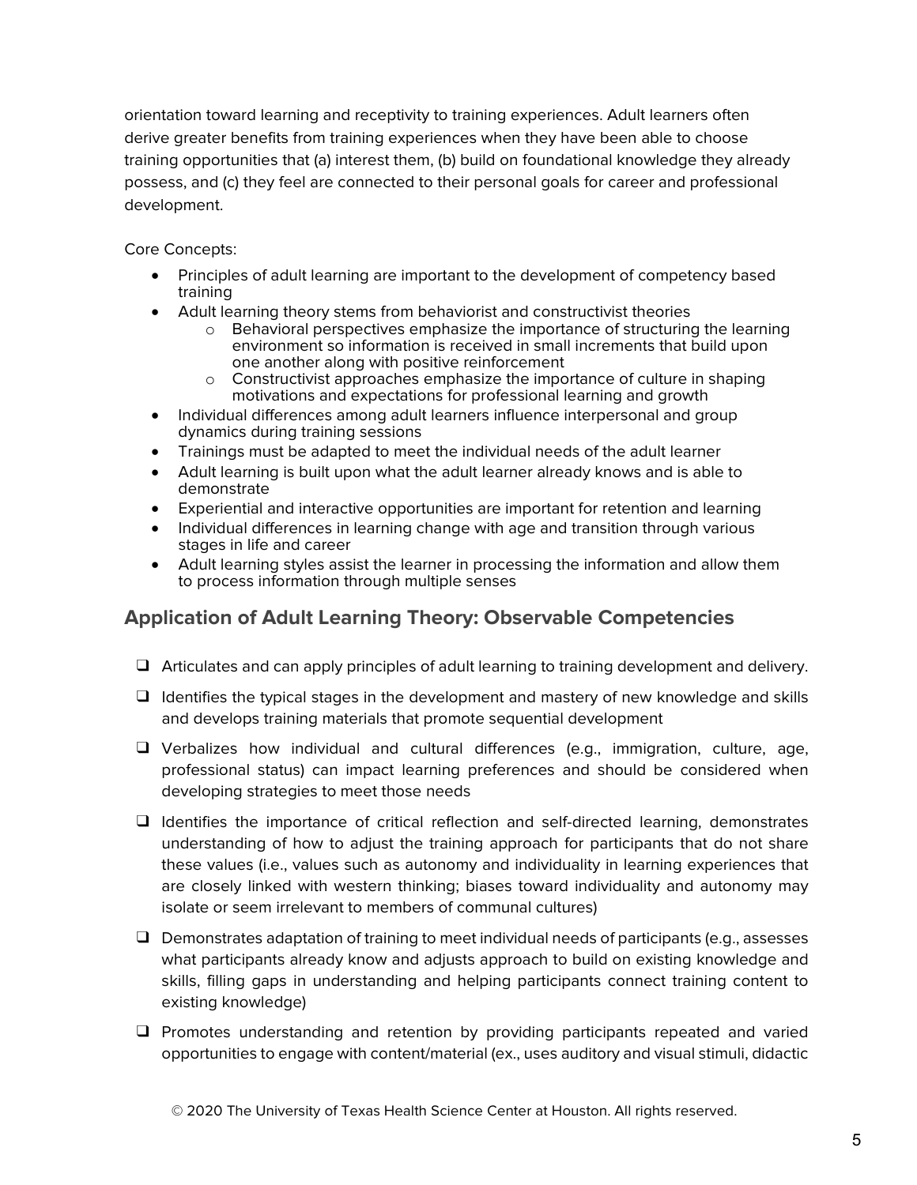orientation toward learning and receptivity to training experiences. Adult learners often derive greater benefits from training experiences when they have been able to choose training opportunities that (a) interest them, (b) build on foundational knowledge they already possess, and (c) they feel are connected to their personal goals for career and professional development.

Core Concepts:

- Principles of adult learning are important to the development of competency based training
- Adult learning theory stems from behaviorist and constructivist theories
  - Behavioral perspectives emphasize the importance of structuring the learning environment so information is received in small increments that build upon one another along with positive reinforcement
  - Constructivist approaches emphasize the importance of culture in shaping motivations and expectations for professional learning and growth
- Individual differences among adult learners influence interpersonal and group dynamics during training sessions
- Trainings must be adapted to meet the individual needs of the adult learner
- Adult learning is built upon what the adult learner already knows and is able to demonstrate
- Experiential and interactive opportunities are important for retention and learning
- Individual differences in learning change with age and transition through various stages in life and career
- Adult learning styles assist the learner in processing the information and allow them to process information through multiple senses

## Application of Adult Learning Theory: Observable Competencies

- [ ] Articulates and can apply principles of adult learning to training development and delivery.
- [ ] Identifies the typical stages in the development and mastery of new knowledge and skills and develops training materials that promote sequential development
- [ ] Verbalizes how individual and cultural differences (e.g., immigration, culture, age, professional status) can impact learning preferences and should be considered when developing strategies to meet those needs
- [ ] Identifies the importance of critical reflection and self-directed learning, demonstrates understanding of how to adjust the training approach for participants that do not share these values (i.e., values such as autonomy and individuality in learning experiences that are closely linked with western thinking; biases toward individuality and autonomy may isolate or seem irrelevant to members of communal cultures)
- [ ] Demonstrates adaptation of training to meet individual needs of participants (e.g., assesses what participants already know and adjusts approach to build on existing knowledge and skills, filling gaps in understanding and helping participants connect training content to existing knowledge)
- [ ] Promotes understanding and retention by providing participants repeated and varied opportunities to engage with content/material (ex., uses auditory and visual stimuli, didactic

© 2020 The University of Texas Health Science Center at Houston. All rights reserved.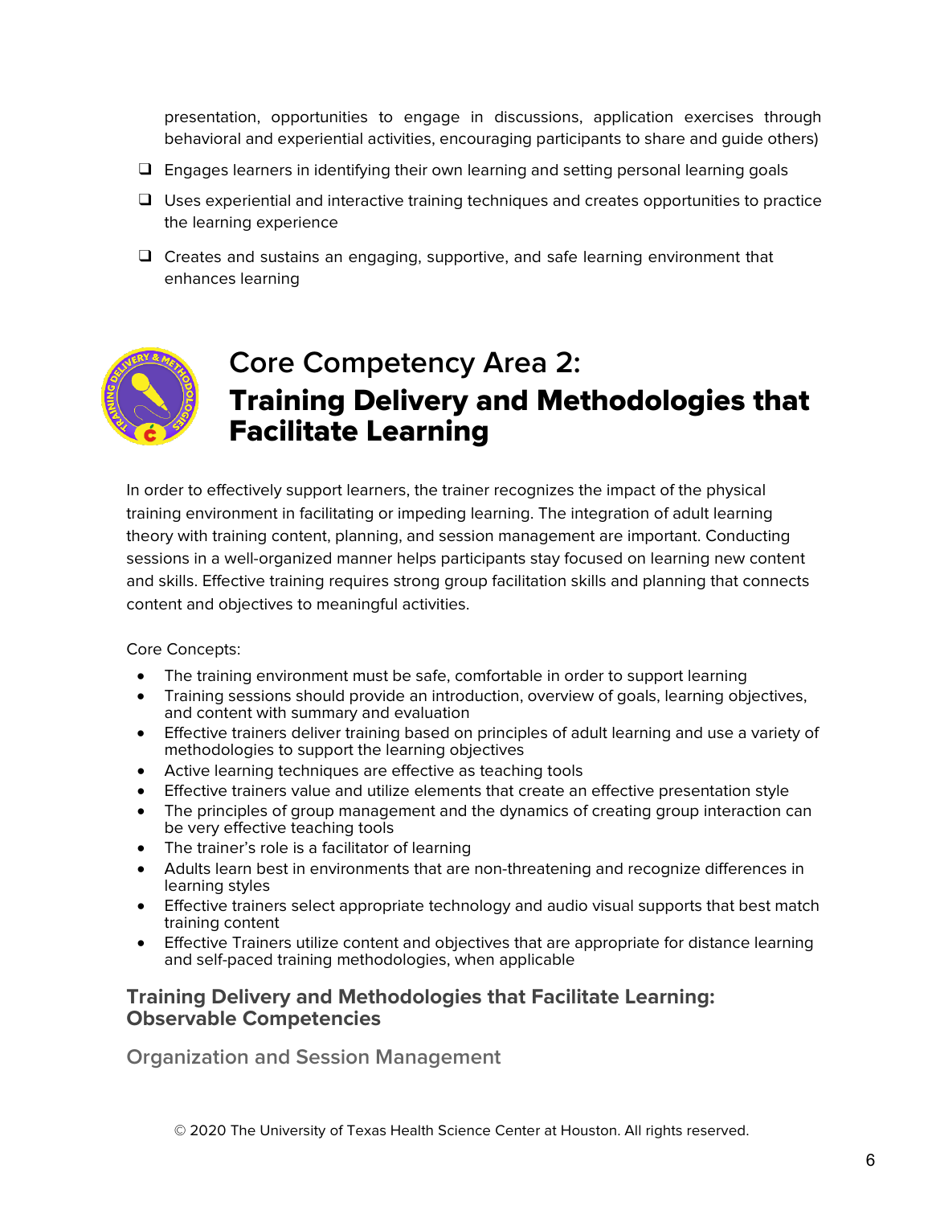presentation, opportunities to engage in discussions, application exercises through behavioral and experiential activities, encouraging participants to share and guide others)

- [ ] Engages learners in identifying their own learning and setting personal learning goals
- [ ] Uses experiential and interactive training techniques and creates opportunities to practice the learning experience
- [ ] Creates and sustains an engaging, supportive, and safe learning environment that enhances learning

## Core Competency Area 2: **Training Delivery and Methodologies that Facilitate Learning**

In order to effectively support learners, the trainer recognizes the impact of the physical training environment in facilitating or impeding learning. The integration of adult learning theory with training content, planning, and session management are important. Conducting sessions in a well-organized manner helps participants stay focused on learning new content and skills. Effective training requires strong group facilitation skills and planning that connects content and objectives to meaningful activities.

Core Concepts:

- The training environment must be safe, comfortable in order to support learning
- Training sessions should provide an introduction, overview of goals, learning objectives, and content with summary and evaluation
- Effective trainers deliver training based on principles of adult learning and use a variety of methodologies to support the learning objectives
- Active learning techniques are effective as teaching tools
- Effective trainers value and utilize elements that create an effective presentation style
- The principles of group management and the dynamics of creating group interaction can be very effective teaching tools
- The trainer's role is a facilitator of learning
- Adults learn best in environments that are non-threatening and recognize differences in learning styles
- Effective trainers select appropriate technology and audio visual supports that best match training content
- Effective Trainers utilize content and objectives that are appropriate for distance learning and self-paced training methodologies, when applicable

### Training Delivery and Methodologies that Facilitate Learning: Observable Competencies

#### Organization and Session Management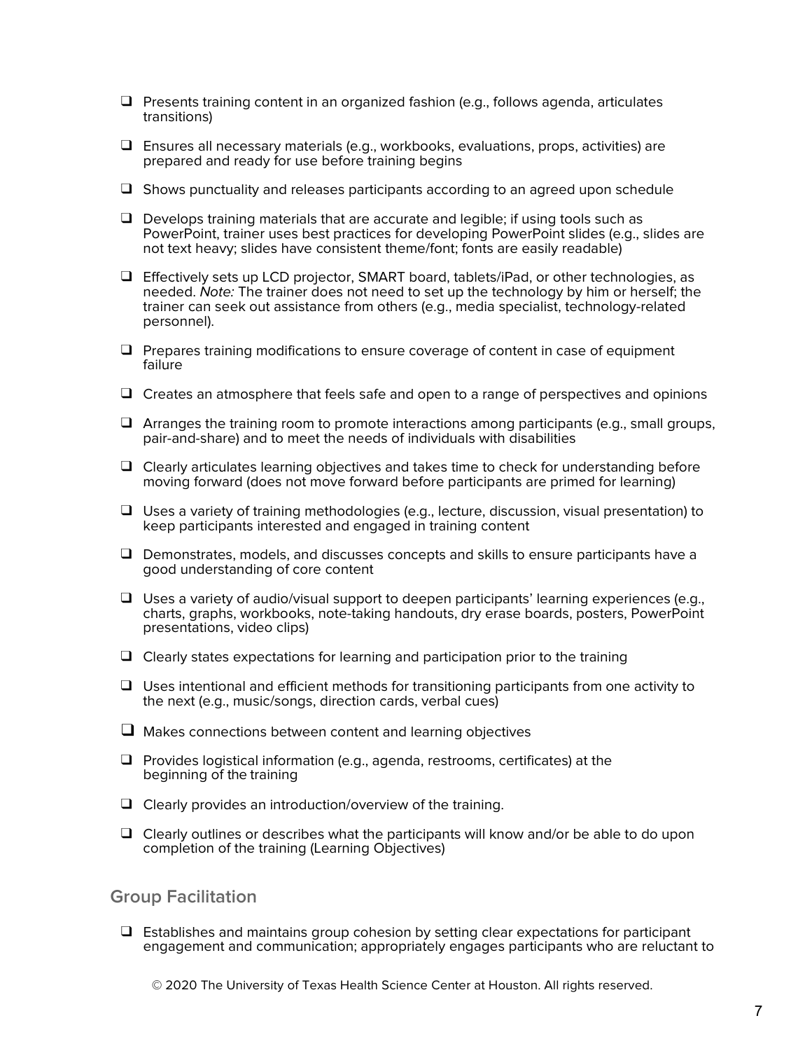- ❑ Presents training content in an organized fashion (e.g., follows agenda, articulates transitions)
- ❑ Ensures all necessary materials (e.g., workbooks, evaluations, props, activities) are prepared and ready for use before training begins
- ❑ Shows punctuality and releases participants according to an agreed upon schedule
- ❑ Develops training materials that are accurate and legible; if using tools such as PowerPoint, trainer uses best practices for developing PowerPoint slides (e.g., slides are not text heavy; slides have consistent theme/font; fonts are easily readable)
- ❑ Effectively sets up LCD projector, SMART board, tablets/iPad, or other technologies, as needed. *Note:* The trainer does not need to set up the technology by him or herself; the trainer can seek out assistance from others (e.g., media specialist, technology-related personnel).
- ❑ Prepares training modifications to ensure coverage of content in case of equipment failure
- ❑ Creates an atmosphere that feels safe and open to a range of perspectives and opinions
- ❑ Arranges the training room to promote interactions among participants (e.g., small groups, pair-and-share) and to meet the needs of individuals with disabilities
- ❑ Clearly articulates learning objectives and takes time to check for understanding before moving forward (does not move forward before participants are primed for learning)
- ❑ Uses a variety of training methodologies (e.g., lecture, discussion, visual presentation) to keep participants interested and engaged in training content
- ❑ Demonstrates, models, and discusses concepts and skills to ensure participants have a good understanding of core content
- ❑ Uses a variety of audio/visual support to deepen participants' learning experiences (e.g., charts, graphs, workbooks, note-taking handouts, dry erase boards, posters, PowerPoint presentations, video clips)
- ❑ Clearly states expectations for learning and participation prior to the training
- ❑ Uses intentional and efficient methods for transitioning participants from one activity to the next (e.g., music/songs, direction cards, verbal cues)
- ❑ Makes connections between content and learning objectives
- ❑ Provides logistical information (e.g., agenda, restrooms, certificates) at the beginning of the training
- ❑ Clearly provides an introduction/overview of the training.
- ❑ Clearly outlines or describes what the participants will know and/or be able to do upon completion of the training (Learning Objectives)

## Group Facilitation

- ❑ Establishes and maintains group cohesion by setting clear expectations for participant engagement and communication; appropriately engages participants who are reluctant to

© 2020 The University of Texas Health Science Center at Houston. All rights reserved.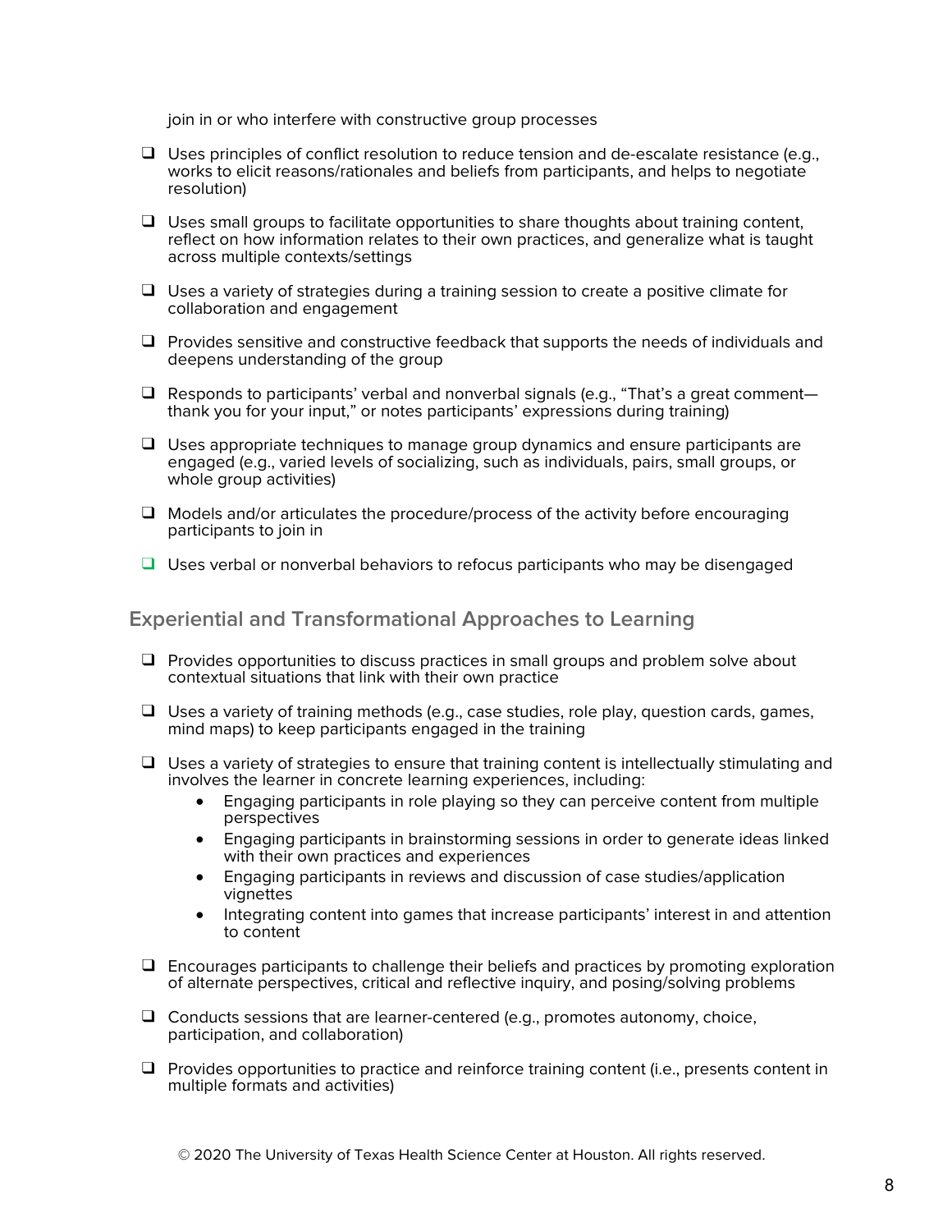join in or who interfere with constructive group processes

- ❑ Uses principles of conflict resolution to reduce tension and de-escalate resistance (e.g., works to elicit reasons/rationales and beliefs from participants, and helps to negotiate resolution)
- ❑ Uses small groups to facilitate opportunities to share thoughts about training content, reflect on how information relates to their own practices, and generalize what is taught across multiple contexts/settings
- ❑ Uses a variety of strategies during a training session to create a positive climate for collaboration and engagement
- ❑ Provides sensitive and constructive feedback that supports the needs of individuals and deepens understanding of the group
- ❑ Responds to participants' verbal and nonverbal signals (e.g., "That's a great comment—thank you for your input," or notes participants' expressions during training)
- ❑ Uses appropriate techniques to manage group dynamics and ensure participants are engaged (e.g., varied levels of socializing, such as individuals, pairs, small groups, or whole group activities)
- ❑ Models and/or articulates the procedure/process of the activity before encouraging participants to join in
- ❑ Uses verbal or nonverbal behaviors to refocus participants who may be disengaged

## Experiential and Transformational Approaches to Learning

- ❑ Provides opportunities to discuss practices in small groups and problem solve about contextual situations that link with their own practice
- ❑ Uses a variety of training methods (e.g., case studies, role play, question cards, games, mind maps) to keep participants engaged in the training
- ❑ Uses a variety of strategies to ensure that training content is intellectually stimulating and involves the learner in concrete learning experiences, including:
    - Engaging participants in role playing so they can perceive content from multiple perspectives
    - Engaging participants in brainstorming sessions in order to generate ideas linked with their own practices and experiences
    - Engaging participants in reviews and discussion of case studies/application vignettes
    - Integrating content into games that increase participants' interest in and attention to content
- ❑ Encourages participants to challenge their beliefs and practices by promoting exploration of alternate perspectives, critical and reflective inquiry, and posing/solving problems
- ❑ Conducts sessions that are learner-centered (e.g., promotes autonomy, choice, participation, and collaboration)
- ❑ Provides opportunities to practice and reinforce training content (i.e., presents content in multiple formats and activities)

© 2020 The University of Texas Health Science Center at Houston. All rights reserved.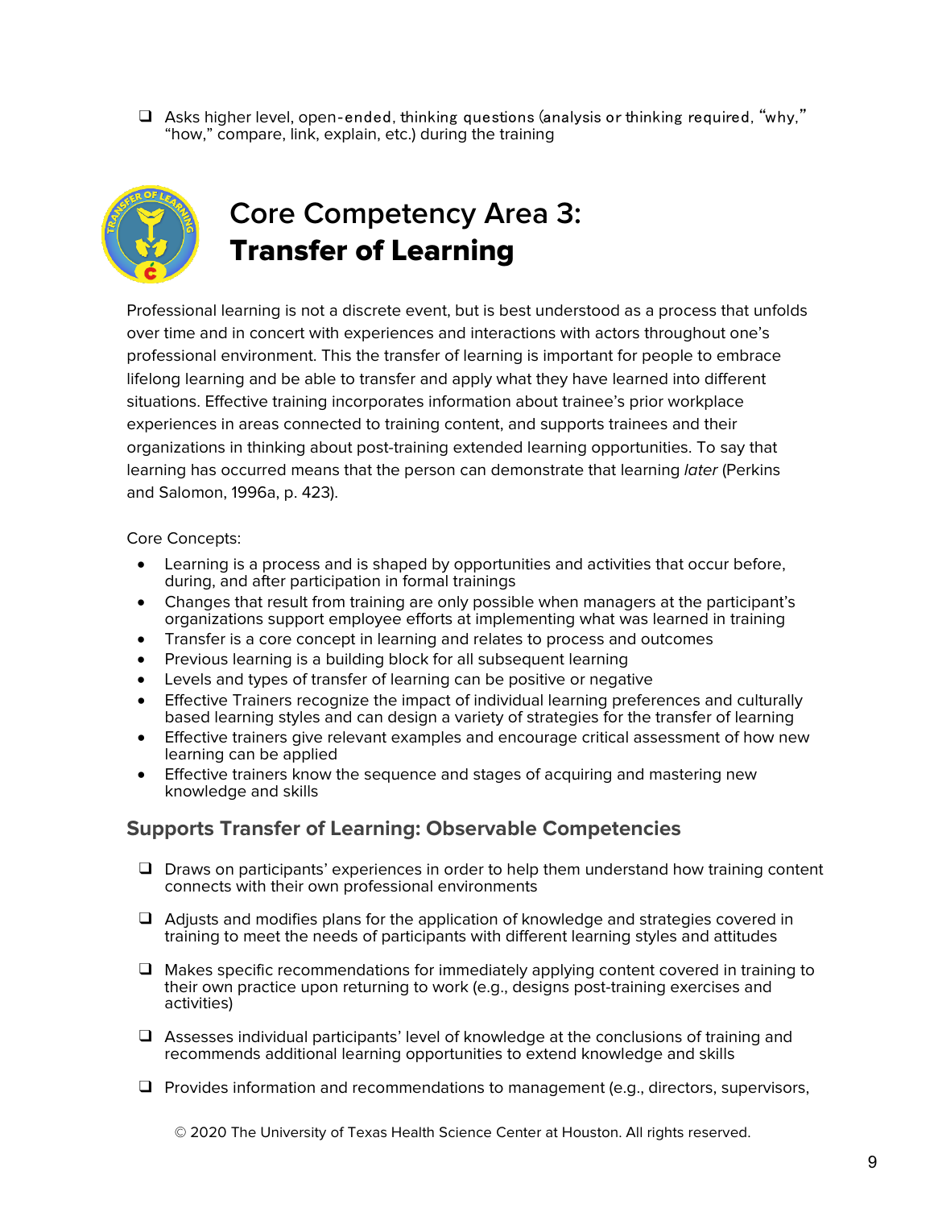- [ ] Asks higher level, open-ended, thinking questions (analysis or thinking required, "why," "how," compare, link, explain, etc.) during the training

# Core Competency Area 3: **Transfer of Learning**

Professional learning is not a discrete event, but is best understood as a process that unfolds over time and in concert with experiences and interactions with actors throughout one's professional environment. This the transfer of learning is important for people to embrace lifelong learning and be able to transfer and apply what they have learned into different situations. Effective training incorporates information about trainee's prior workplace experiences in areas connected to training content, and supports trainees and their organizations in thinking about post-training extended learning opportunities. To say that learning has occurred means that the person can demonstrate that learning *later* (Perkins and Salomon, 1996a, p. 423).

Core Concepts:

- Learning is a process and is shaped by opportunities and activities that occur before, during, and after participation in formal trainings
- Changes that result from training are only possible when managers at the participant's organizations support employee efforts at implementing what was learned in training
- Transfer is a core concept in learning and relates to process and outcomes
- Previous learning is a building block for all subsequent learning
- Levels and types of transfer of learning can be positive or negative
- Effective Trainers recognize the impact of individual learning preferences and culturally based learning styles and can design a variety of strategies for the transfer of learning
- Effective trainers give relevant examples and encourage critical assessment of how new learning can be applied
- Effective trainers know the sequence and stages of acquiring and mastering new knowledge and skills

## Supports Transfer of Learning: Observable Competencies

- [ ] Draws on participants' experiences in order to help them understand how training content connects with their own professional environments

- [ ] Adjusts and modifies plans for the application of knowledge and strategies covered in training to meet the needs of participants with different learning styles and attitudes

- [ ] Makes specific recommendations for immediately applying content covered in training to their own practice upon returning to work (e.g., designs post-training exercises and activities)

- [ ] Assesses individual participants' level of knowledge at the conclusions of training and recommends additional learning opportunities to extend knowledge and skills

- [ ] Provides information and recommendations to management (e.g., directors, supervisors,

© 2020 The University of Texas Health Science Center at Houston. All rights reserved.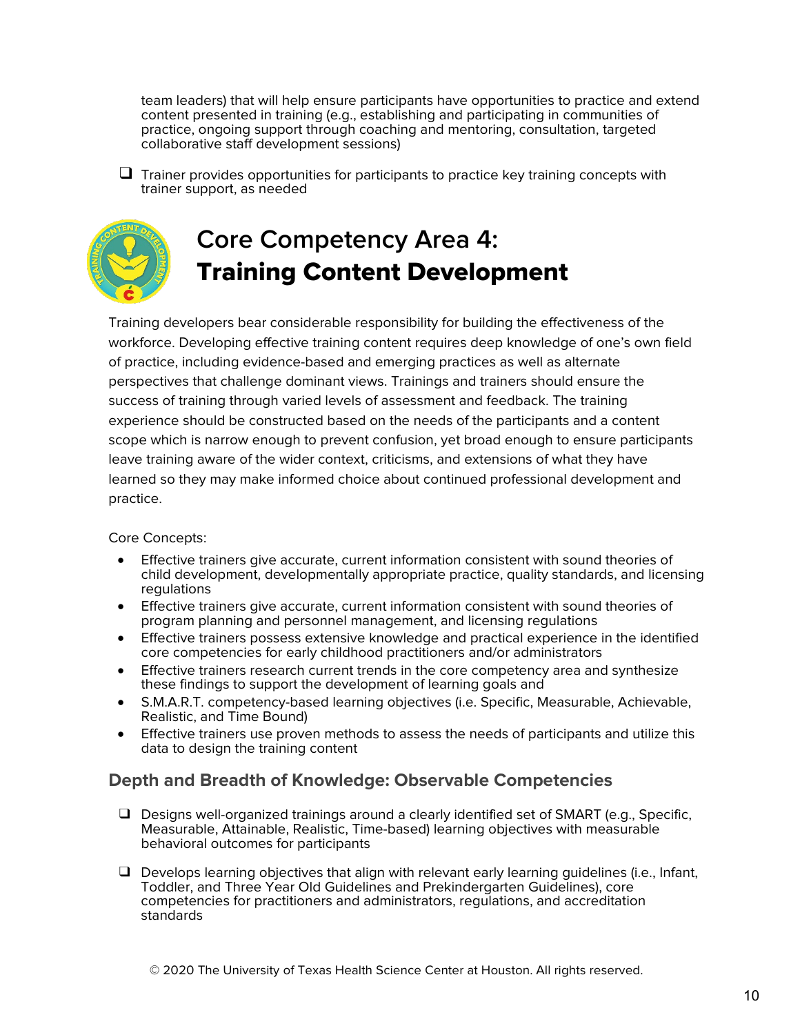team leaders) that will help ensure participants have opportunities to practice and extend content presented in training (e.g., establishing and participating in communities of practice, ongoing support through coaching and mentoring, consultation, targeted collaborative staff development sessions)

- ❑ Trainer provides opportunities for participants to practice key training concepts with trainer support, as needed

# Core Competency Area 4: **Training Content Development**

Training developers bear considerable responsibility for building the effectiveness of the workforce. Developing effective training content requires deep knowledge of one's own field of practice, including evidence-based and emerging practices as well as alternate perspectives that challenge dominant views. Trainings and trainers should ensure the success of training through varied levels of assessment and feedback. The training experience should be constructed based on the needs of the participants and a content scope which is narrow enough to prevent confusion, yet broad enough to ensure participants leave training aware of the wider context, criticisms, and extensions of what they have learned so they may make informed choice about continued professional development and practice.

Core Concepts:

- Effective trainers give accurate, current information consistent with sound theories of child development, developmentally appropriate practice, quality standards, and licensing regulations
- Effective trainers give accurate, current information consistent with sound theories of program planning and personnel management, and licensing regulations
- Effective trainers possess extensive knowledge and practical experience in the identified core competencies for early childhood practitioners and/or administrators
- Effective trainers research current trends in the core competency area and synthesize these findings to support the development of learning goals and
- S.M.A.R.T. competency-based learning objectives (i.e. Specific, Measurable, Achievable, Realistic, and Time Bound)
- Effective trainers use proven methods to assess the needs of participants and utilize this data to design the training content

## Depth and Breadth of Knowledge: Observable Competencies

- ❑ Designs well-organized trainings around a clearly identified set of SMART (e.g., Specific, Measurable, Attainable, Realistic, Time-based) learning objectives with measurable behavioral outcomes for participants
- ❑ Develops learning objectives that align with relevant early learning guidelines (i.e., Infant, Toddler, and Three Year Old Guidelines and Prekindergarten Guidelines), core competencies for practitioners and administrators, regulations, and accreditation standards

© 2020 The University of Texas Health Science Center at Houston. All rights reserved.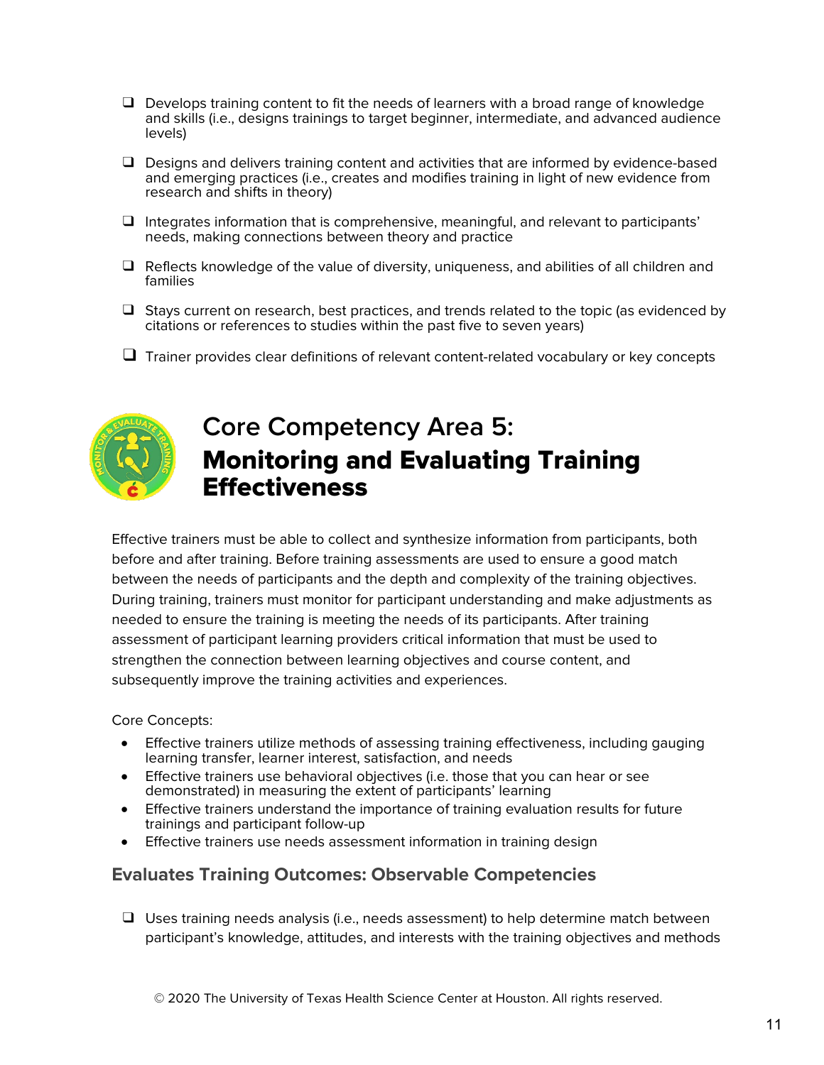- ❑ Develops training content to fit the needs of learners with a broad range of knowledge and skills (i.e., designs trainings to target beginner, intermediate, and advanced audience levels)
- ❑ Designs and delivers training content and activities that are informed by evidence-based and emerging practices (i.e., creates and modifies training in light of new evidence from research and shifts in theory)
- ❑ Integrates information that is comprehensive, meaningful, and relevant to participants' needs, making connections between theory and practice
- ❑ Reflects knowledge of the value of diversity, uniqueness, and abilities of all children and families
- ❑ Stays current on research, best practices, and trends related to the topic (as evidenced by citations or references to studies within the past five to seven years)
- ❑ Trainer provides clear definitions of relevant content-related vocabulary or key concepts

# Core Competency Area 5: **Monitoring and Evaluating Training Effectiveness**

Effective trainers must be able to collect and synthesize information from participants, both before and after training. Before training assessments are used to ensure a good match between the needs of participants and the depth and complexity of the training objectives. During training, trainers must monitor for participant understanding and make adjustments as needed to ensure the training is meeting the needs of its participants. After training assessment of participant learning providers critical information that must be used to strengthen the connection between learning objectives and course content, and subsequently improve the training activities and experiences.

Core Concepts:

- Effective trainers utilize methods of assessing training effectiveness, including gauging learning transfer, learner interest, satisfaction, and needs
- Effective trainers use behavioral objectives (i.e. those that you can hear or see demonstrated) in measuring the extent of participants' learning
- Effective trainers understand the importance of training evaluation results for future trainings and participant follow-up
- Effective trainers use needs assessment information in training design

## Evaluates Training Outcomes: Observable Competencies

- ❑ Uses training needs analysis (i.e., needs assessment) to help determine match between participant's knowledge, attitudes, and interests with the training objectives and methods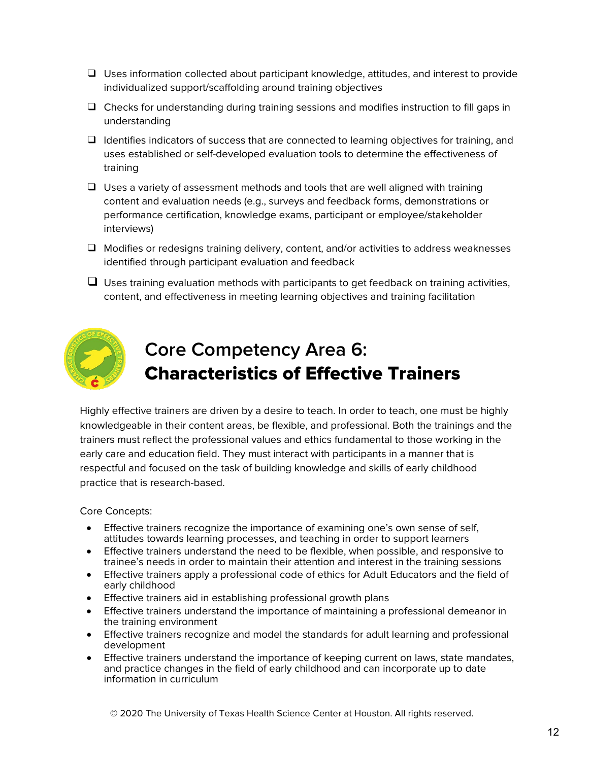- ❑ Uses information collected about participant knowledge, attitudes, and interest to provide individualized support/scaffolding around training objectives
- ❑ Checks for understanding during training sessions and modifies instruction to fill gaps in understanding
- ❑ Identifies indicators of success that are connected to learning objectives for training, and uses established or self-developed evaluation tools to determine the effectiveness of training
- ❑ Uses a variety of assessment methods and tools that are well aligned with training content and evaluation needs (e.g., surveys and feedback forms, demonstrations or performance certification, knowledge exams, participant or employee/stakeholder interviews)
- ❑ Modifies or redesigns training delivery, content, and/or activities to address weaknesses identified through participant evaluation and feedback
- ❑ Uses training evaluation methods with participants to get feedback on training activities, content, and effectiveness in meeting learning objectives and training facilitation

# Core Competency Area 6: **Characteristics of Effective Trainers**

Highly effective trainers are driven by a desire to teach. In order to teach, one must be highly knowledgeable in their content areas, be flexible, and professional. Both the trainings and the trainers must reflect the professional values and ethics fundamental to those working in the early care and education field. They must interact with participants in a manner that is respectful and focused on the task of building knowledge and skills of early childhood practice that is research-based.

Core Concepts:

- Effective trainers recognize the importance of examining one's own sense of self, attitudes towards learning processes, and teaching in order to support learners
- Effective trainers understand the need to be flexible, when possible, and responsive to trainee's needs in order to maintain their attention and interest in the training sessions
- Effective trainers apply a professional code of ethics for Adult Educators and the field of early childhood
- Effective trainers aid in establishing professional growth plans
- Effective trainers understand the importance of maintaining a professional demeanor in the training environment
- Effective trainers recognize and model the standards for adult learning and professional development
- Effective trainers understand the importance of keeping current on laws, state mandates, and practice changes in the field of early childhood and can incorporate up to date information in curriculum

© 2020 The University of Texas Health Science Center at Houston. All rights reserved.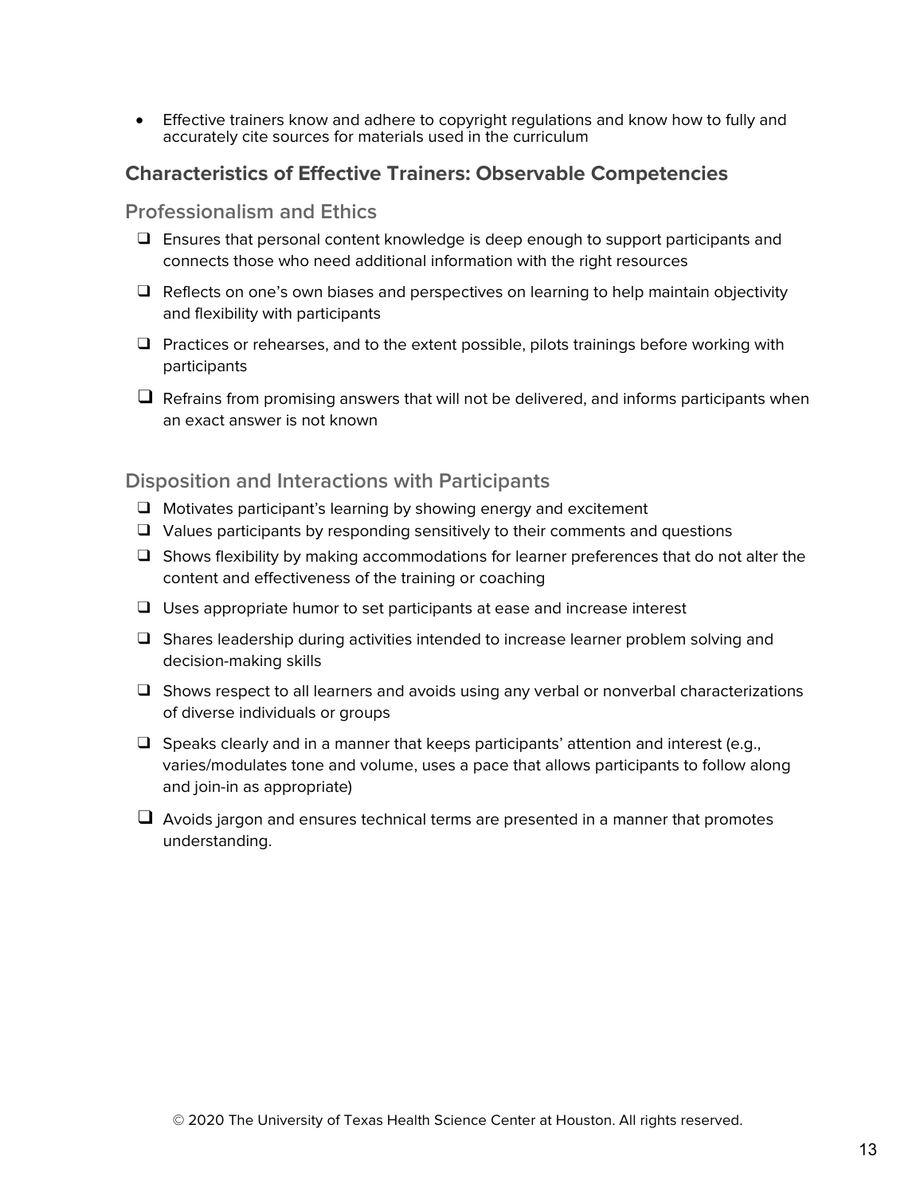- Effective trainers know and adhere to copyright regulations and know how to fully and accurately cite sources for materials used in the curriculum

### Characteristics of Effective Trainers: Observable Competencies

#### Professionalism and Ethics

- [ ] Ensures that personal content knowledge is deep enough to support participants and connects those who need additional information with the right resources
- [ ] Reflects on one's own biases and perspectives on learning to help maintain objectivity and flexibility with participants
- [ ] Practices or rehearses, and to the extent possible, pilots trainings before working with participants
- [ ] Refrains from promising answers that will not be delivered, and informs participants when an exact answer is not known

#### Disposition and Interactions with Participants

- [ ] Motivates participant's learning by showing energy and excitement
- [ ] Values participants by responding sensitively to their comments and questions
- [ ] Shows flexibility by making accommodations for learner preferences that do not alter the content and effectiveness of the training or coaching
- [ ] Uses appropriate humor to set participants at ease and increase interest
- [ ] Shares leadership during activities intended to increase learner problem solving and decision-making skills
- [ ] Shows respect to all learners and avoids using any verbal or nonverbal characterizations of diverse individuals or groups
- [ ] Speaks clearly and in a manner that keeps participants' attention and interest (e.g., varies/modulates tone and volume, uses a pace that allows participants to follow along and join-in as appropriate)
- [ ] Avoids jargon and ensures technical terms are presented in a manner that promotes understanding.

© 2020 The University of Texas Health Science Center at Houston. All rights reserved.